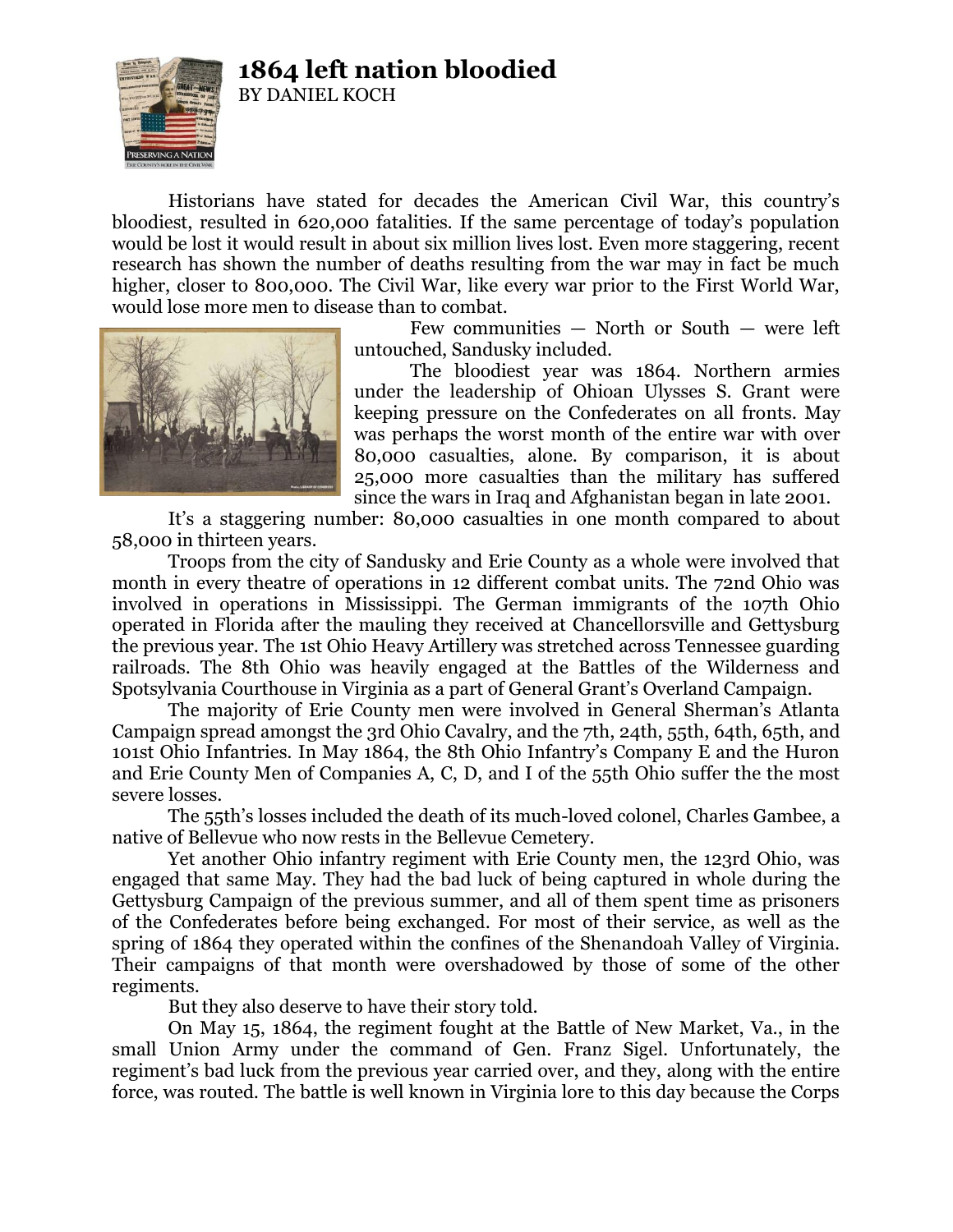# 1864 left nation bloodied

BY DANIEL KOCH

Historians have stated for decades the American Civil War, this country's bloodiest, resulted in 620,000 fatalities. If the same percentage of today's population would be lost it would result in about six million lives lost. Even more staggering, recent research has shown the number of deaths resulting from the war may in fact be much higher, closer to 800,000. The Civil War, like every war prior to the First World War, would lose more men to disease than to combat.

Few communities — North or South — were left untouched, Sandusky included.

The bloodiest year was 1864. Northern armies under the leadership of Ohioan Ulysses S. Grant were keeping pressure on the Confederates on all fronts. May was perhaps the worst month of the entire war with over 80,000 casualties, alone. By comparison, it is about 25,000 more casualties than the military has suffered since the wars in Iraq and Afghanistan began in late 2001.

It's a staggering number: 80,000 casualties in one month compared to about 58,000 in thirteen years.

Troops from the city of Sandusky and Erie County as a whole were involved that month in every theatre of operations in 12 different combat units. The 72nd Ohio was involved in operations in Mississippi. The German immigrants of the 107th Ohio operated in Florida after the mauling they received at Chancellorsville and Gettysburg the previous year. The 1st Ohio Heavy Artillery was stretched across Tennessee guarding railroads. The 8th Ohio was heavily engaged at the Battles of the Wilderness and Spotsylvania Courthouse in Virginia as a part of General Grant's Overland Campaign.

The majority of Erie County men were involved in General Sherman's Atlanta Campaign spread amongst the 3rd Ohio Cavalry, and the 7th, 24th, 55th, 64th, 65th, and 101st Ohio Infantries. In May 1864, the 8th Ohio Infantry's Company E and the Huron and Erie County Men of Companies A, C, D, and I of the 55th Ohio suffer the the most severe losses.

The 55th's losses included the death of its much-loved colonel, Charles Gambee, a native of Bellevue who now rests in the Bellevue Cemetery.

Yet another Ohio infantry regiment with Erie County men, the 123rd Ohio, was engaged that same May. They had the bad luck of being captured in whole during the Gettysburg Campaign of the previous summer, and all of them spent time as prisoners of the Confederates before being exchanged. For most of their service, as well as the spring of 1864 they operated within the confines of the Shenandoah Valley of Virginia. Their campaigns of that month were overshadowed by those of some of the other regiments.

But they also deserve to have their story told.

On May 15, 1864, the regiment fought at the Battle of New Market, Va., in the small Union Army under the command of Gen. Franz Sigel. Unfortunately, the regiment's bad luck from the previous year carried over, and they, along with the entire force, was routed. The battle is well known in Virginia lore to this day because the Corps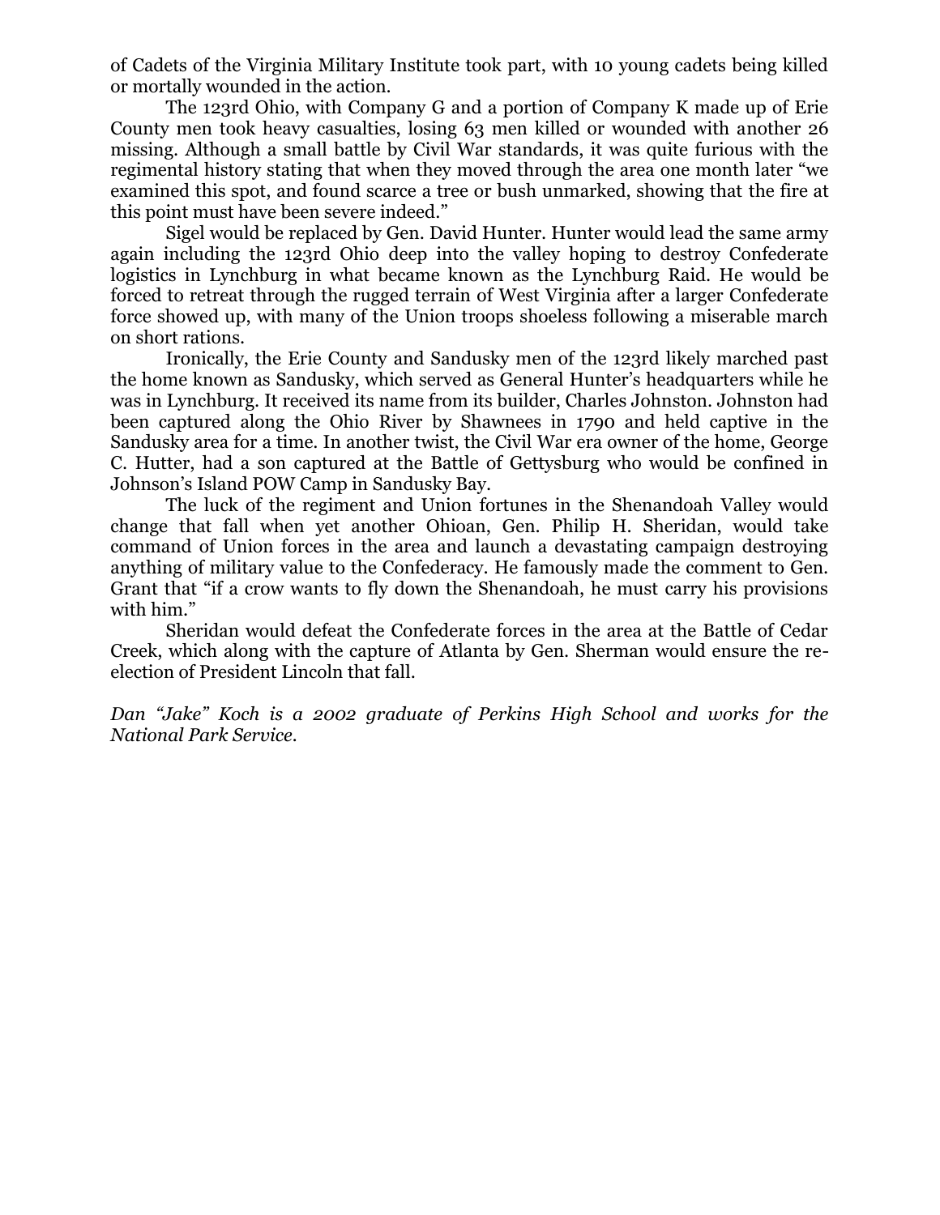of Cadets of the Virginia Military Institute took part, with 10 young cadets being killed or mortally wounded in the action.

The 123rd Ohio, with Company G and a portion of Company K made up of Erie County men took heavy casualties, losing 63 men killed or wounded with another 26 missing. Although a small battle by Civil War standards, it was quite furious with the regimental history stating that when they moved through the area one month later "we examined this spot, and found scarce a tree or bush unmarked, showing that the fire at this point must have been severe indeed."

Sigel would be replaced by Gen. David Hunter. Hunter would lead the same army again including the 123rd Ohio deep into the valley hoping to destroy Confederate logistics in Lynchburg in what became known as the Lynchburg Raid. He would be forced to retreat through the rugged terrain of West Virginia after a larger Confederate force showed up, with many of the Union troops shoeless following a miserable march on short rations.

Ironically, the Erie County and Sandusky men of the 123rd likely marched past the home known as Sandusky, which served as General Hunter's headquarters while he was in Lynchburg. It received its name from its builder, Charles Johnston. Johnston had been captured along the Ohio River by Shawnees in 1790 and held captive in the Sandusky area for a time. In another twist, the Civil War era owner of the home, George C. Hutter, had a son captured at the Battle of Gettysburg who would be confined in Johnson's Island POW Camp in Sandusky Bay.

The luck of the regiment and Union fortunes in the Shenandoah Valley would change that fall when yet another Ohioan, Gen. Philip H. Sheridan, would take command of Union forces in the area and launch a devastating campaign destroying anything of military value to the Confederacy. He famously made the comment to Gen. Grant that "if a crow wants to fly down the Shenandoah, he must carry his provisions with him."

Sheridan would defeat the Confederate forces in the area at the Battle of Cedar Creek, which along with the capture of Atlanta by Gen. Sherman would ensure the re-election of President Lincoln that fall.

*Dan "Jake" Koch is a 2002 graduate of Perkins High School and works for the National Park Service.*